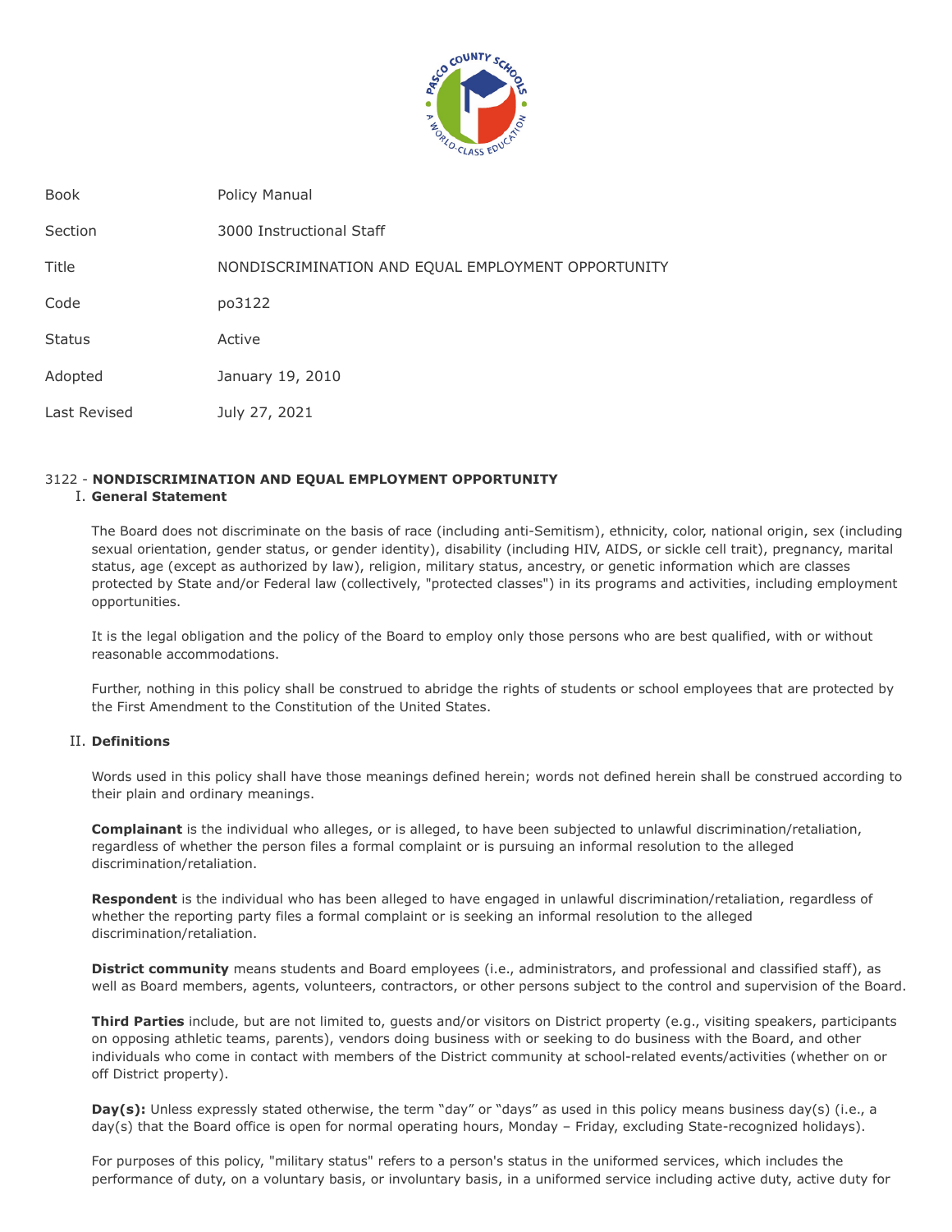| Book | Policy Manual |
| --- | --- |
| Section | 3000 Instructional Staff |
| Title | NONDISCRIMINATION AND EQUAL EMPLOYMENT OPPORTUNITY |
| Code | po3122 |
| Status | Active |
| Adopted | January 19, 2010 |
| Last Revised | July 27, 2021 |

# 3122 - **NONDISCRIMINATION AND EQUAL EMPLOYMENT OPPORTUNITY**

## I. **General Statement**

The Board does not discriminate on the basis of race (including anti-Semitism), ethnicity, color, national origin, sex (including sexual orientation, gender status, or gender identity), disability (including HIV, AIDS, or sickle cell trait), pregnancy, marital status, age (except as authorized by law), religion, military status, ancestry, or genetic information which are classes protected by State and/or Federal law (collectively, "protected classes") in its programs and activities, including employment opportunities.

It is the legal obligation and the policy of the Board to employ only those persons who are best qualified, with or without reasonable accommodations.

Further, nothing in this policy shall be construed to abridge the rights of students or school employees that are protected by the First Amendment to the Constitution of the United States.

## II. **Definitions**

Words used in this policy shall have those meanings defined herein; words not defined herein shall be construed according to their plain and ordinary meanings.

**Complainant** is the individual who alleges, or is alleged, to have been subjected to unlawful discrimination/retaliation, regardless of whether the person files a formal complaint or is pursuing an informal resolution to the alleged discrimination/retaliation.

**Respondent** is the individual who has been alleged to have engaged in unlawful discrimination/retaliation, regardless of whether the reporting party files a formal complaint or is seeking an informal resolution to the alleged discrimination/retaliation.

**District community** means students and Board employees (i.e., administrators, and professional and classified staff), as well as Board members, agents, volunteers, contractors, or other persons subject to the control and supervision of the Board.

**Third Parties** include, but are not limited to, guests and/or visitors on District property (e.g., visiting speakers, participants on opposing athletic teams, parents), vendors doing business with or seeking to do business with the Board, and other individuals who come in contact with members of the District community at school-related events/activities (whether on or off District property).

**Day(s):** Unless expressly stated otherwise, the term "day" or "days" as used in this policy means business day(s) (i.e., a day(s) that the Board office is open for normal operating hours, Monday – Friday, excluding State-recognized holidays).

For purposes of this policy, "military status" refers to a person's status in the uniformed services, which includes the performance of duty, on a voluntary basis, or involuntary basis, in a uniformed service including active duty, active duty for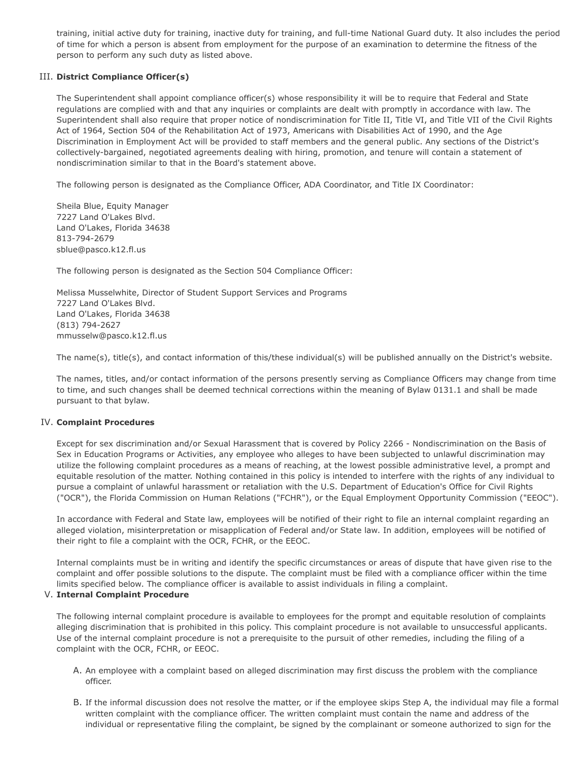training, initial active duty for training, inactive duty for training, and full-time National Guard duty. It also includes the period of time for which a person is absent from employment for the purpose of an examination to determine the fitness of the person to perform any such duty as listed above.

III. **District Compliance Officer(s)**

The Superintendent shall appoint compliance officer(s) whose responsibility it will be to require that Federal and State regulations are complied with and that any inquiries or complaints are dealt with promptly in accordance with law. The Superintendent shall also require that proper notice of nondiscrimination for Title II, Title VI, and Title VII of the Civil Rights Act of 1964, Section 504 of the Rehabilitation Act of 1973, Americans with Disabilities Act of 1990, and the Age Discrimination in Employment Act will be provided to staff members and the general public. Any sections of the District's collectively-bargained, negotiated agreements dealing with hiring, promotion, and tenure will contain a statement of nondiscrimination similar to that in the Board's statement above.

The following person is designated as the Compliance Officer, ADA Coordinator, and Title IX Coordinator:

Sheila Blue, Equity Manager
7227 Land O'Lakes Blvd.
Land O'Lakes, Florida 34638
813-794-2679
sblue@pasco.k12.fl.us

The following person is designated as the Section 504 Compliance Officer:

Melissa Musselwhite, Director of Student Support Services and Programs
7227 Land O'Lakes Blvd.
Land O'Lakes, Florida 34638
(813) 794-2627
mmusselw@pasco.k12.fl.us

The name(s), title(s), and contact information of this/these individual(s) will be published annually on the District's website.

The names, titles, and/or contact information of the persons presently serving as Compliance Officers may change from time to time, and such changes shall be deemed technical corrections within the meaning of Bylaw 0131.1 and shall be made pursuant to that bylaw.

IV. **Complaint Procedures**

Except for sex discrimination and/or Sexual Harassment that is covered by Policy 2266 - Nondiscrimination on the Basis of Sex in Education Programs or Activities, any employee who alleges to have been subjected to unlawful discrimination may utilize the following complaint procedures as a means of reaching, at the lowest possible administrative level, a prompt and equitable resolution of the matter. Nothing contained in this policy is intended to interfere with the rights of any individual to pursue a complaint of unlawful harassment or retaliation with the U.S. Department of Education's Office for Civil Rights ("OCR"), the Florida Commission on Human Relations ("FCHR"), or the Equal Employment Opportunity Commission ("EEOC").

In accordance with Federal and State law, employees will be notified of their right to file an internal complaint regarding an alleged violation, misinterpretation or misapplication of Federal and/or State law. In addition, employees will be notified of their right to file a complaint with the OCR, FCHR, or the EEOC.

Internal complaints must be in writing and identify the specific circumstances or areas of dispute that have given rise to the complaint and offer possible solutions to the dispute. The complaint must be filed with a compliance officer within the time limits specified below. The compliance officer is available to assist individuals in filing a complaint.

V. **Internal Complaint Procedure**

The following internal complaint procedure is available to employees for the prompt and equitable resolution of complaints alleging discrimination that is prohibited in this policy. This complaint procedure is not available to unsuccessful applicants. Use of the internal complaint procedure is not a prerequisite to the pursuit of other remedies, including the filing of a complaint with the OCR, FCHR, or EEOC.

A. An employee with a complaint based on alleged discrimination may first discuss the problem with the compliance officer.

B. If the informal discussion does not resolve the matter, or if the employee skips Step A, the individual may file a formal written complaint with the compliance officer. The written complaint must contain the name and address of the individual or representative filing the complaint, be signed by the complainant or someone authorized to sign for the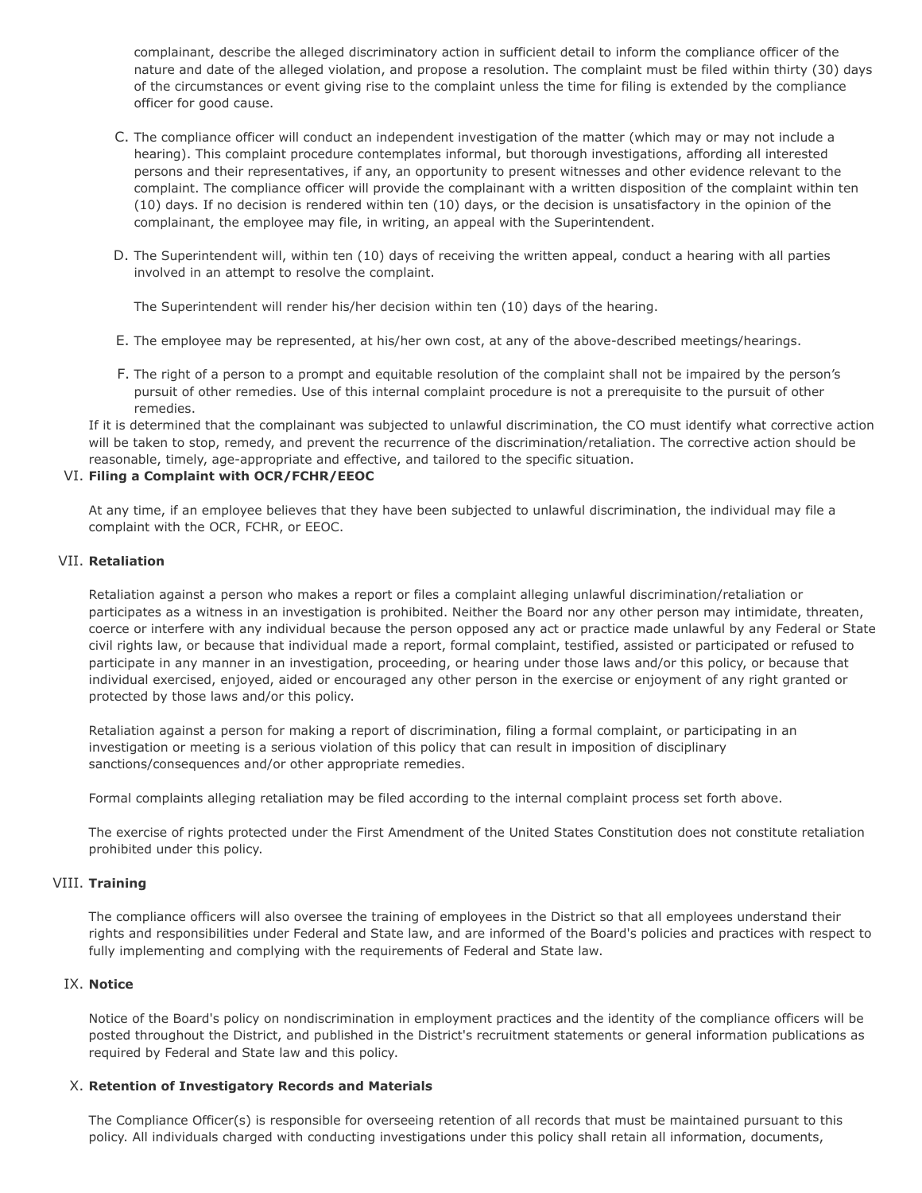complainant, describe the alleged discriminatory action in sufficient detail to inform the compliance officer of the nature and date of the alleged violation, and propose a resolution. The complaint must be filed within thirty (30) days of the circumstances or event giving rise to the complaint unless the time for filing is extended by the compliance officer for good cause.

C. The compliance officer will conduct an independent investigation of the matter (which may or may not include a hearing). This complaint procedure contemplates informal, but thorough investigations, affording all interested persons and their representatives, if any, an opportunity to present witnesses and other evidence relevant to the complaint. The compliance officer will provide the complainant with a written disposition of the complaint within ten (10) days. If no decision is rendered within ten (10) days, or the decision is unsatisfactory in the opinion of the complainant, the employee may file, in writing, an appeal with the Superintendent.

D. The Superintendent will, within ten (10) days of receiving the written appeal, conduct a hearing with all parties involved in an attempt to resolve the complaint.

   The Superintendent will render his/her decision within ten (10) days of the hearing.

E. The employee may be represented, at his/her own cost, at any of the above-described meetings/hearings.

F. The right of a person to a prompt and equitable resolution of the complaint shall not be impaired by the person's pursuit of other remedies. Use of this internal complaint procedure is not a prerequisite to the pursuit of other remedies.

If it is determined that the complainant was subjected to unlawful discrimination, the CO must identify what corrective action will be taken to stop, remedy, and prevent the recurrence of the discrimination/retaliation. The corrective action should be reasonable, timely, age-appropriate and effective, and tailored to the specific situation.

VI. **Filing a Complaint with OCR/FCHR/EEOC**

At any time, if an employee believes that they have been subjected to unlawful discrimination, the individual may file a complaint with the OCR, FCHR, or EEOC.

VII. **Retaliation**

Retaliation against a person who makes a report or files a complaint alleging unlawful discrimination/retaliation or participates as a witness in an investigation is prohibited. Neither the Board nor any other person may intimidate, threaten, coerce or interfere with any individual because the person opposed any act or practice made unlawful by any Federal or State civil rights law, or because that individual made a report, formal complaint, testified, assisted or participated or refused to participate in any manner in an investigation, proceeding, or hearing under those laws and/or this policy, or because that individual exercised, enjoyed, aided or encouraged any other person in the exercise or enjoyment of any right granted or protected by those laws and/or this policy.

Retaliation against a person for making a report of discrimination, filing a formal complaint, or participating in an investigation or meeting is a serious violation of this policy that can result in imposition of disciplinary sanctions/consequences and/or other appropriate remedies.

Formal complaints alleging retaliation may be filed according to the internal complaint process set forth above.

The exercise of rights protected under the First Amendment of the United States Constitution does not constitute retaliation prohibited under this policy.

VIII. **Training**

The compliance officers will also oversee the training of employees in the District so that all employees understand their rights and responsibilities under Federal and State law, and are informed of the Board's policies and practices with respect to fully implementing and complying with the requirements of Federal and State law.

IX. **Notice**

Notice of the Board's policy on nondiscrimination in employment practices and the identity of the compliance officers will be posted throughout the District, and published in the District's recruitment statements or general information publications as required by Federal and State law and this policy.

X. **Retention of Investigatory Records and Materials**

The Compliance Officer(s) is responsible for overseeing retention of all records that must be maintained pursuant to this policy. All individuals charged with conducting investigations under this policy shall retain all information, documents,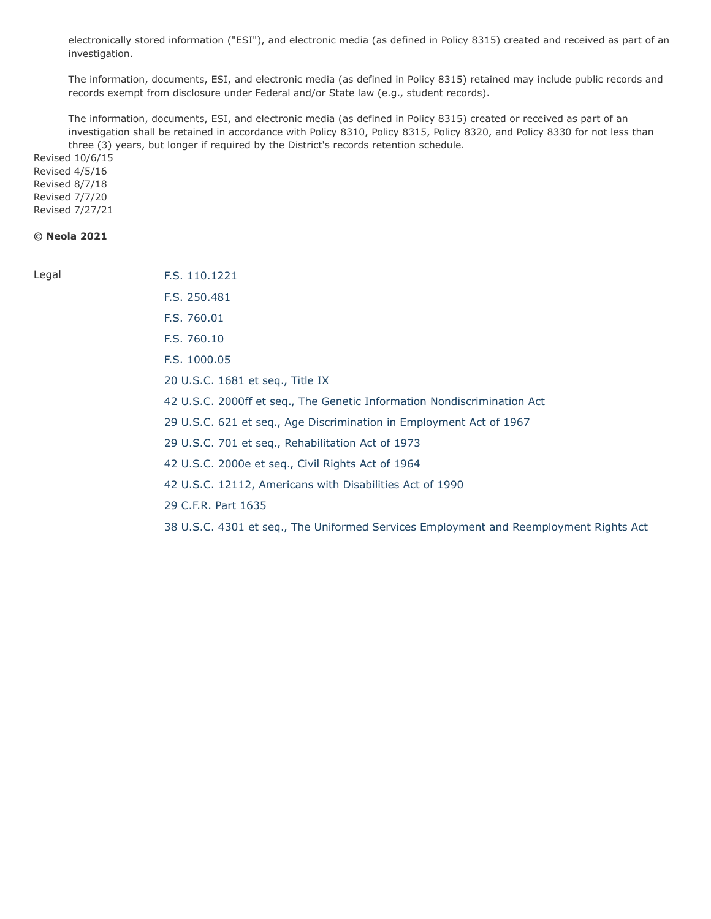electronically stored information ("ESI"), and electronic media (as defined in Policy 8315) created and received as part of an investigation.

The information, documents, ESI, and electronic media (as defined in Policy 8315) retained may include public records and records exempt from disclosure under Federal and/or State law (e.g., student records).

The information, documents, ESI, and electronic media (as defined in Policy 8315) created or received as part of an investigation shall be retained in accordance with Policy 8310, Policy 8315, Policy 8320, and Policy 8330 for not less than three (3) years, but longer if required by the District's records retention schedule.

Revised 10/6/15
Revised 4/5/16
Revised 8/7/18
Revised 7/7/20
Revised 7/27/21

**© Neola 2021**

Legal

F.S. 110.1221

F.S. 250.481

F.S. 760.01

F.S. 760.10

F.S. 1000.05

20 U.S.C. 1681 et seq., Title IX

42 U.S.C. 2000ff et seq., The Genetic Information Nondiscrimination Act

29 U.S.C. 621 et seq., Age Discrimination in Employment Act of 1967

29 U.S.C. 701 et seq., Rehabilitation Act of 1973

42 U.S.C. 2000e et seq., Civil Rights Act of 1964

42 U.S.C. 12112, Americans with Disabilities Act of 1990

29 C.F.R. Part 1635

38 U.S.C. 4301 et seq., The Uniformed Services Employment and Reemployment Rights Act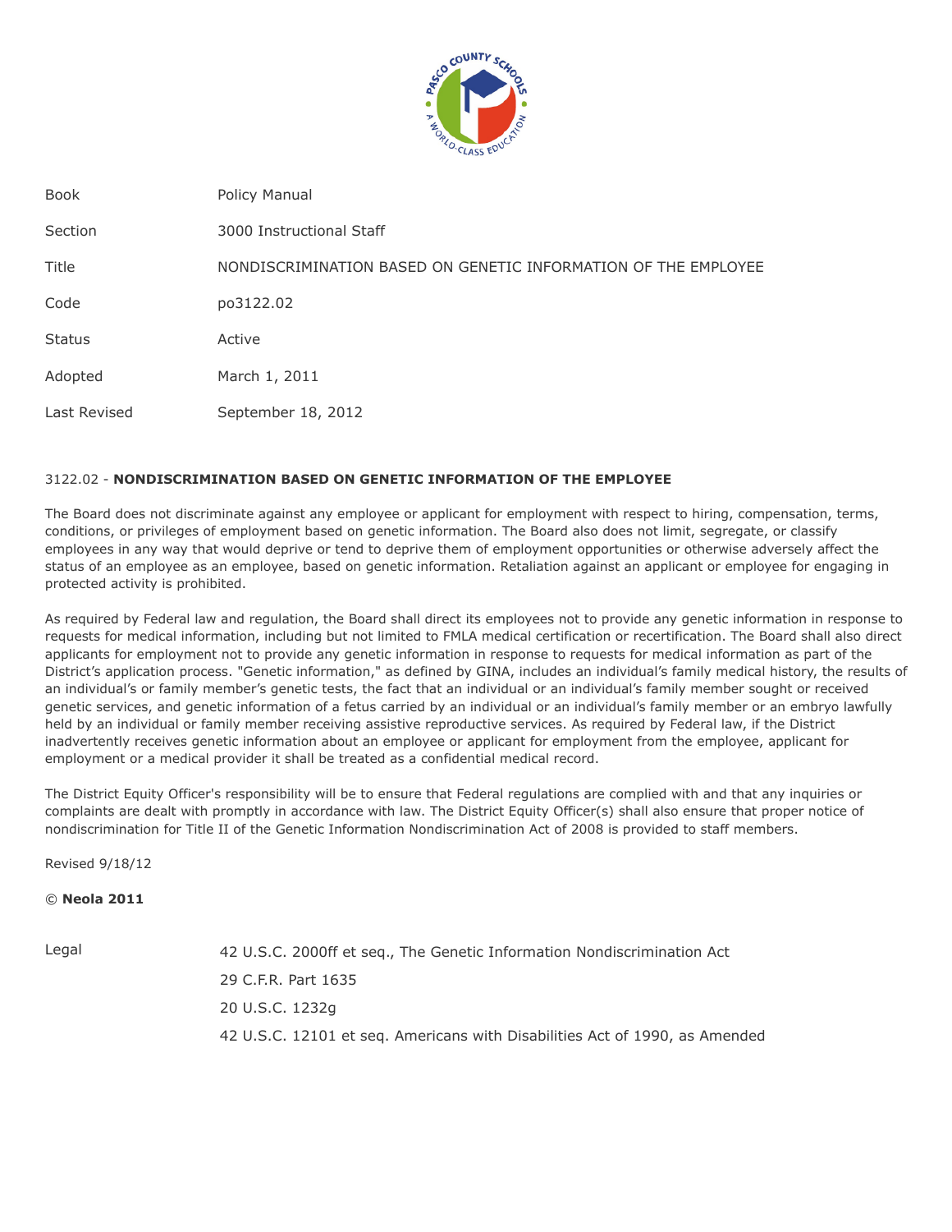| | |
|---|---|
| Book | Policy Manual |
| Section | 3000 Instructional Staff |
| Title | NONDISCRIMINATION BASED ON GENETIC INFORMATION OF THE EMPLOYEE |
| Code | po3122.02 |
| Status | Active |
| Adopted | March 1, 2011 |
| Last Revised | September 18, 2012 |

3122.02 - **NONDISCRIMINATION BASED ON GENETIC INFORMATION OF THE EMPLOYEE**

The Board does not discriminate against any employee or applicant for employment with respect to hiring, compensation, terms, conditions, or privileges of employment based on genetic information. The Board also does not limit, segregate, or classify employees in any way that would deprive or tend to deprive them of employment opportunities or otherwise adversely affect the status of an employee as an employee, based on genetic information. Retaliation against an applicant or employee for engaging in protected activity is prohibited.

As required by Federal law and regulation, the Board shall direct its employees not to provide any genetic information in response to requests for medical information, including but not limited to FMLA medical certification or recertification. The Board shall also direct applicants for employment not to provide any genetic information in response to requests for medical information as part of the District's application process. "Genetic information," as defined by GINA, includes an individual's family medical history, the results of an individual's or family member's genetic tests, the fact that an individual or an individual's family member sought or received genetic services, and genetic information of a fetus carried by an individual or an individual's family member or an embryo lawfully held by an individual or family member receiving assistive reproductive services. As required by Federal law, if the District inadvertently receives genetic information about an employee or applicant for employment from the employee, applicant for employment or a medical provider it shall be treated as a confidential medical record.

The District Equity Officer's responsibility will be to ensure that Federal regulations are complied with and that any inquiries or complaints are dealt with promptly in accordance with law. The District Equity Officer(s) shall also ensure that proper notice of nondiscrimination for Title II of the Genetic Information Nondiscrimination Act of 2008 is provided to staff members.

Revised 9/18/12

© **Neola 2011**

| | |
|---|---|
| Legal | 42 U.S.C. 2000ff et seq., The Genetic Information Nondiscrimination Act |
| | 29 C.F.R. Part 1635 |
| | 20 U.S.C. 1232g |
| | 42 U.S.C. 12101 et seq. Americans with Disabilities Act of 1990, as Amended |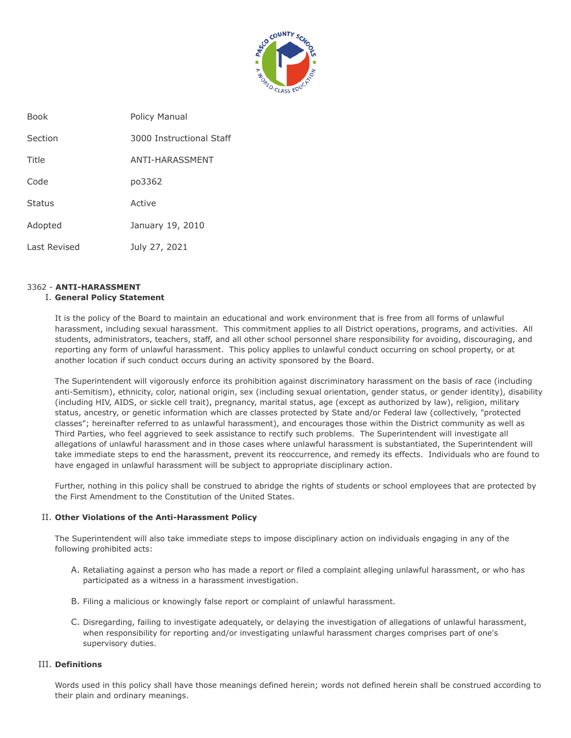| Book | Policy Manual |
| --- | --- |
| Section | 3000 Instructional Staff |
| Title | ANTI-HARASSMENT |
| Code | po3362 |
| Status | Active |
| Adopted | January 19, 2010 |
| Last Revised | July 27, 2021 |

3362 - **ANTI-HARASSMENT**

## I. General Policy Statement

It is the policy of the Board to maintain an educational and work environment that is free from all forms of unlawful harassment, including sexual harassment. This commitment applies to all District operations, programs, and activities. All students, administrators, teachers, staff, and all other school personnel share responsibility for avoiding, discouraging, and reporting any form of unlawful harassment. This policy applies to unlawful conduct occurring on school property, or at another location if such conduct occurs during an activity sponsored by the Board.

The Superintendent will vigorously enforce its prohibition against discriminatory harassment on the basis of race (including anti-Semitism), ethnicity, color, national origin, sex (including sexual orientation, gender status, or gender identity), disability (including HIV, AIDS, or sickle cell trait), pregnancy, marital status, age (except as authorized by law), religion, military status, ancestry, or genetic information which are classes protected by State and/or Federal law (collectively, "protected classes"; hereinafter referred to as unlawful harassment), and encourages those within the District community as well as Third Parties, who feel aggrieved to seek assistance to rectify such problems. The Superintendent will investigate all allegations of unlawful harassment and in those cases where unlawful harassment is substantiated, the Superintendent will take immediate steps to end the harassment, prevent its reoccurrence, and remedy its effects. Individuals who are found to have engaged in unlawful harassment will be subject to appropriate disciplinary action.

Further, nothing in this policy shall be construed to abridge the rights of students or school employees that are protected by the First Amendment to the Constitution of the United States.

## II. Other Violations of the Anti-Harassment Policy

The Superintendent will also take immediate steps to impose disciplinary action on individuals engaging in any of the following prohibited acts:

A. Retaliating against a person who has made a report or filed a complaint alleging unlawful harassment, or who has participated as a witness in a harassment investigation.

B. Filing a malicious or knowingly false report or complaint of unlawful harassment.

C. Disregarding, failing to investigate adequately, or delaying the investigation of allegations of unlawful harassment, when responsibility for reporting and/or investigating unlawful harassment charges comprises part of one's supervisory duties.

## III. Definitions

Words used in this policy shall have those meanings defined herein; words not defined herein shall be construed according to their plain and ordinary meanings.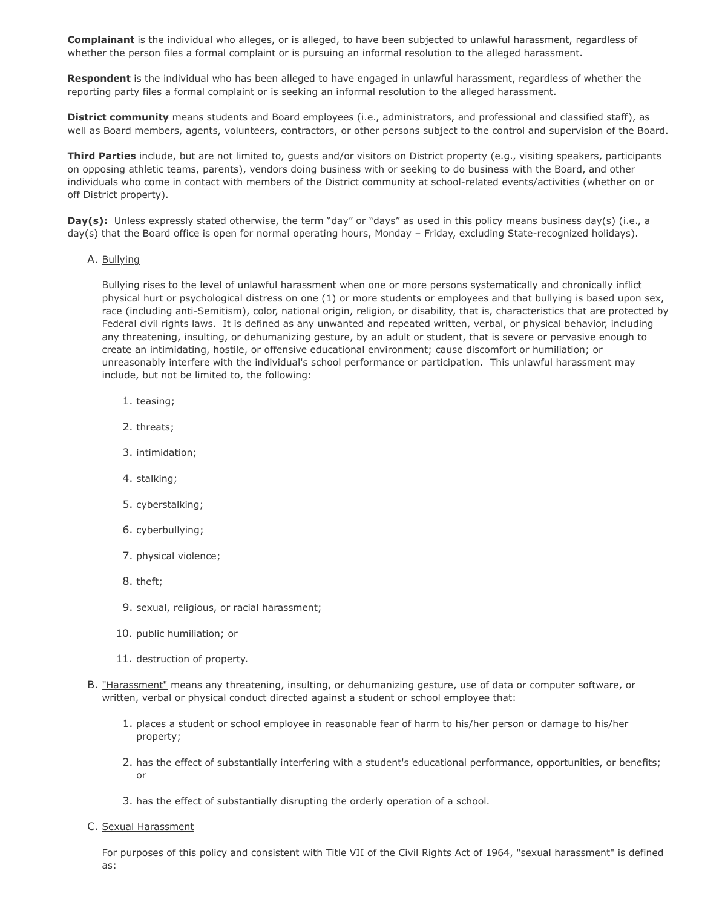**Complainant** is the individual who alleges, or is alleged, to have been subjected to unlawful harassment, regardless of whether the person files a formal complaint or is pursuing an informal resolution to the alleged harassment.

**Respondent** is the individual who has been alleged to have engaged in unlawful harassment, regardless of whether the reporting party files a formal complaint or is seeking an informal resolution to the alleged harassment.

**District community** means students and Board employees (i.e., administrators, and professional and classified staff), as well as Board members, agents, volunteers, contractors, or other persons subject to the control and supervision of the Board.

**Third Parties** include, but are not limited to, guests and/or visitors on District property (e.g., visiting speakers, participants on opposing athletic teams, parents), vendors doing business with or seeking to do business with the Board, and other individuals who come in contact with members of the District community at school-related events/activities (whether on or off District property).

**Day(s):** Unless expressly stated otherwise, the term "day" or "days" as used in this policy means business day(s) (i.e., a day(s) that the Board office is open for normal operating hours, Monday – Friday, excluding State-recognized holidays).

A. Bullying

   Bullying rises to the level of unlawful harassment when one or more persons systematically and chronically inflict physical hurt or psychological distress on one (1) or more students or employees and that bullying is based upon sex, race (including anti-Semitism), color, national origin, religion, or disability, that is, characteristics that are protected by Federal civil rights laws. It is defined as any unwanted and repeated written, verbal, or physical behavior, including any threatening, insulting, or dehumanizing gesture, by an adult or student, that is severe or pervasive enough to create an intimidating, hostile, or offensive educational environment; cause discomfort or humiliation; or unreasonably interfere with the individual's school performance or participation. This unlawful harassment may include, but not be limited to, the following:

   1. teasing;
   2. threats;
   3. intimidation;
   4. stalking;
   5. cyberstalking;
   6. cyberbullying;
   7. physical violence;
   8. theft;
   9. sexual, religious, or racial harassment;
   10. public humiliation; or
   11. destruction of property.

B. "Harassment" means any threatening, insulting, or dehumanizing gesture, use of data or computer software, or written, verbal or physical conduct directed against a student or school employee that:

   1. places a student or school employee in reasonable fear of harm to his/her person or damage to his/her property;
   2. has the effect of substantially interfering with a student's educational performance, opportunities, or benefits; or
   3. has the effect of substantially disrupting the orderly operation of a school.

C. Sexual Harassment

   For purposes of this policy and consistent with Title VII of the Civil Rights Act of 1964, "sexual harassment" is defined as: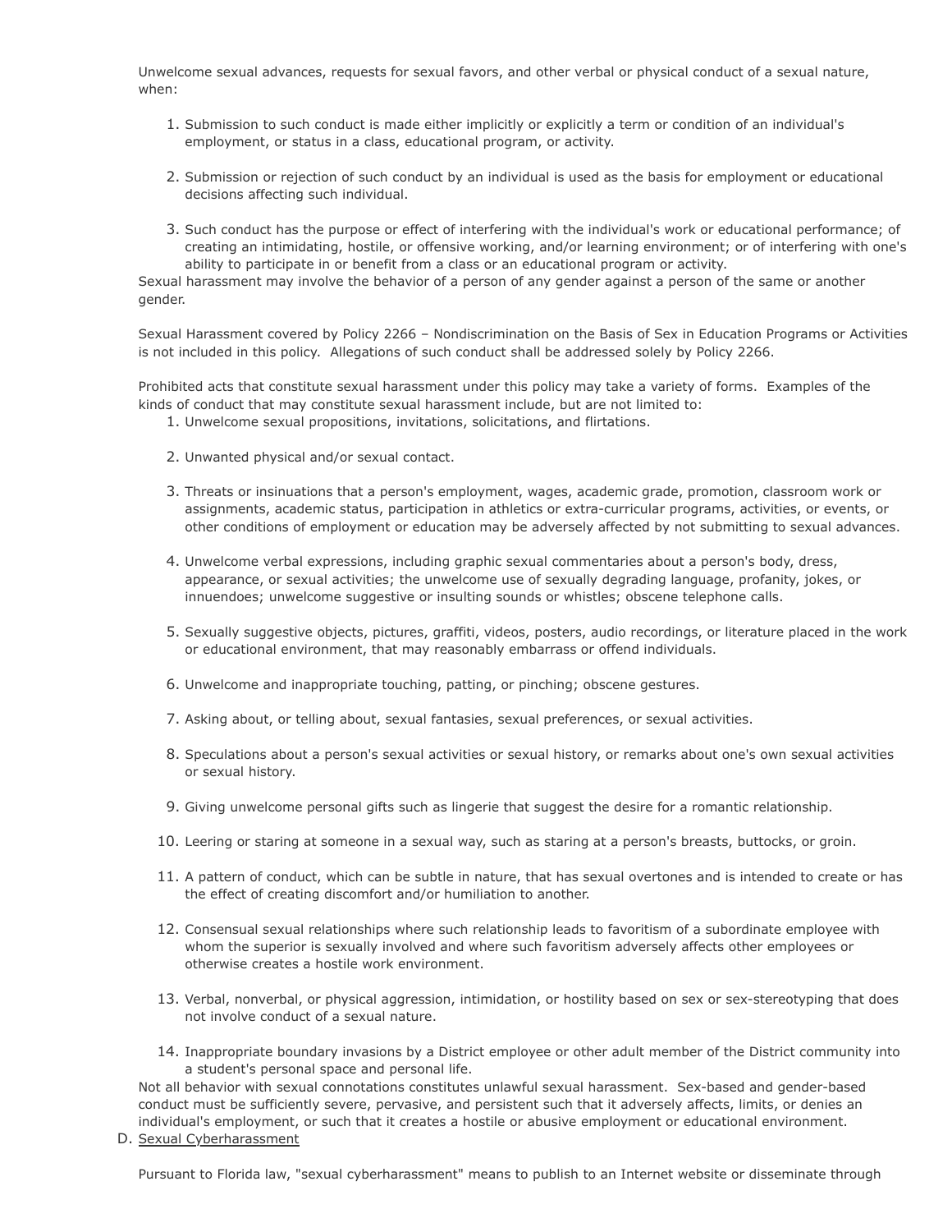Unwelcome sexual advances, requests for sexual favors, and other verbal or physical conduct of a sexual nature, when:

1. Submission to such conduct is made either implicitly or explicitly a term or condition of an individual's employment, or status in a class, educational program, or activity.

2. Submission or rejection of such conduct by an individual is used as the basis for employment or educational decisions affecting such individual.

3. Such conduct has the purpose or effect of interfering with the individual's work or educational performance; of creating an intimidating, hostile, or offensive working, and/or learning environment; or of interfering with one's ability to participate in or benefit from a class or an educational program or activity.

Sexual harassment may involve the behavior of a person of any gender against a person of the same or another gender.

Sexual Harassment covered by Policy 2266 – Nondiscrimination on the Basis of Sex in Education Programs or Activities is not included in this policy. Allegations of such conduct shall be addressed solely by Policy 2266.

Prohibited acts that constitute sexual harassment under this policy may take a variety of forms. Examples of the kinds of conduct that may constitute sexual harassment include, but are not limited to:

1. Unwelcome sexual propositions, invitations, solicitations, and flirtations.

2. Unwanted physical and/or sexual contact.

3. Threats or insinuations that a person's employment, wages, academic grade, promotion, classroom work or assignments, academic status, participation in athletics or extra-curricular programs, activities, or events, or other conditions of employment or education may be adversely affected by not submitting to sexual advances.

4. Unwelcome verbal expressions, including graphic sexual commentaries about a person's body, dress, appearance, or sexual activities; the unwelcome use of sexually degrading language, profanity, jokes, or innuendoes; unwelcome suggestive or insulting sounds or whistles; obscene telephone calls.

5. Sexually suggestive objects, pictures, graffiti, videos, posters, audio recordings, or literature placed in the work or educational environment, that may reasonably embarrass or offend individuals.

6. Unwelcome and inappropriate touching, patting, or pinching; obscene gestures.

7. Asking about, or telling about, sexual fantasies, sexual preferences, or sexual activities.

8. Speculations about a person's sexual activities or sexual history, or remarks about one's own sexual activities or sexual history.

9. Giving unwelcome personal gifts such as lingerie that suggest the desire for a romantic relationship.

10. Leering or staring at someone in a sexual way, such as staring at a person's breasts, buttocks, or groin.

11. A pattern of conduct, which can be subtle in nature, that has sexual overtones and is intended to create or has the effect of creating discomfort and/or humiliation to another.

12. Consensual sexual relationships where such relationship leads to favoritism of a subordinate employee with whom the superior is sexually involved and where such favoritism adversely affects other employees or otherwise creates a hostile work environment.

13. Verbal, nonverbal, or physical aggression, intimidation, or hostility based on sex or sex-stereotyping that does not involve conduct of a sexual nature.

14. Inappropriate boundary invasions by a District employee or other adult member of the District community into a student's personal space and personal life.

Not all behavior with sexual connotations constitutes unlawful sexual harassment. Sex-based and gender-based conduct must be sufficiently severe, pervasive, and persistent such that it adversely affects, limits, or denies an individual's employment, or such that it creates a hostile or abusive employment or educational environment.

D. Sexual Cyberharassment

Pursuant to Florida law, "sexual cyberharassment" means to publish to an Internet website or disseminate through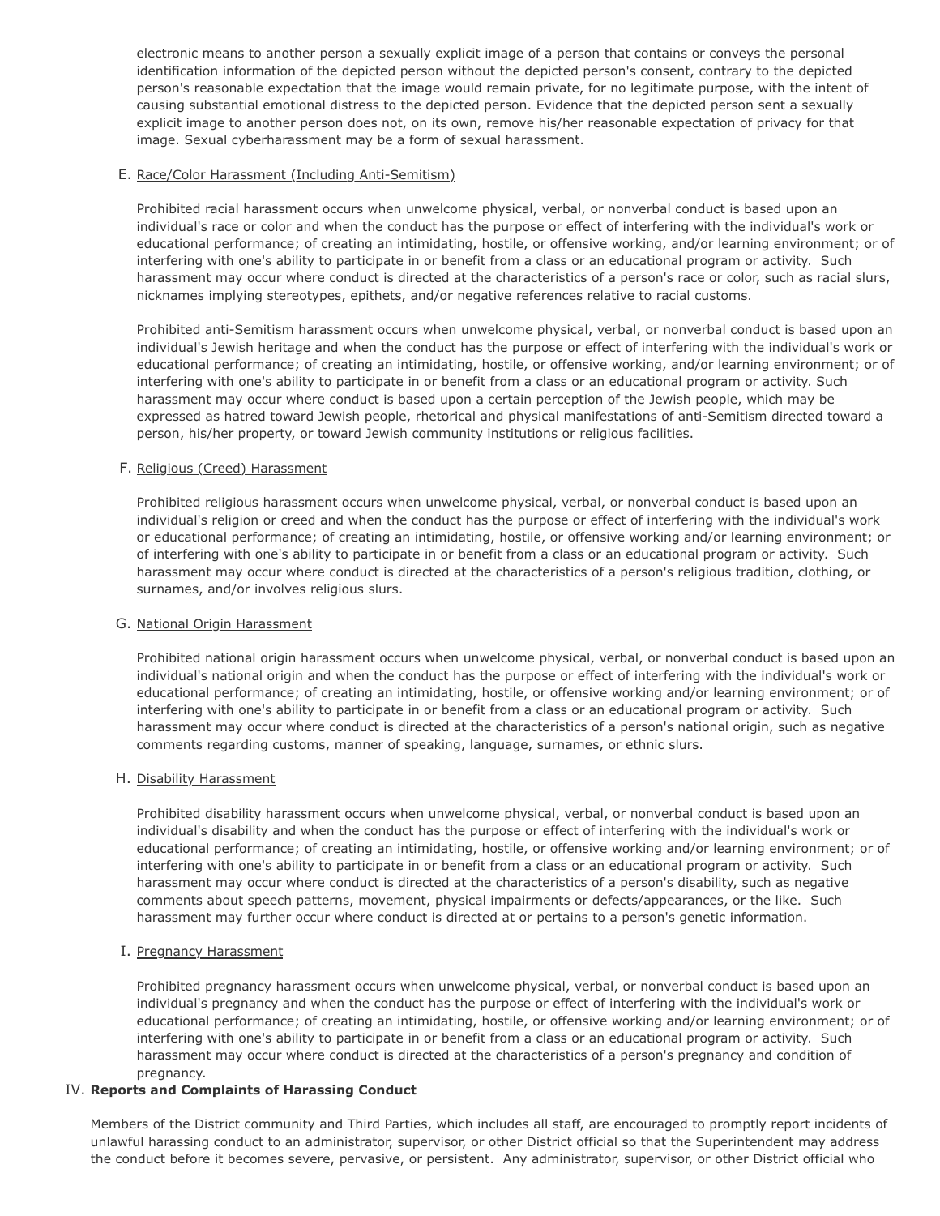electronic means to another person a sexually explicit image of a person that contains or conveys the personal identification information of the depicted person without the depicted person's consent, contrary to the depicted person's reasonable expectation that the image would remain private, for no legitimate purpose, with the intent of causing substantial emotional distress to the depicted person. Evidence that the depicted person sent a sexually explicit image to another person does not, on its own, remove his/her reasonable expectation of privacy for that image. Sexual cyberharassment may be a form of sexual harassment.

E. Race/Color Harassment (Including Anti-Semitism)

Prohibited racial harassment occurs when unwelcome physical, verbal, or nonverbal conduct is based upon an individual's race or color and when the conduct has the purpose or effect of interfering with the individual's work or educational performance; of creating an intimidating, hostile, or offensive working, and/or learning environment; or of interfering with one's ability to participate in or benefit from a class or an educational program or activity. Such harassment may occur where conduct is directed at the characteristics of a person's race or color, such as racial slurs, nicknames implying stereotypes, epithets, and/or negative references relative to racial customs.

Prohibited anti-Semitism harassment occurs when unwelcome physical, verbal, or nonverbal conduct is based upon an individual's Jewish heritage and when the conduct has the purpose or effect of interfering with the individual's work or educational performance; of creating an intimidating, hostile, or offensive working, and/or learning environment; or of interfering with one's ability to participate in or benefit from a class or an educational program or activity. Such harassment may occur where conduct is based upon a certain perception of the Jewish people, which may be expressed as hatred toward Jewish people, rhetorical and physical manifestations of anti-Semitism directed toward a person, his/her property, or toward Jewish community institutions or religious facilities.

F. Religious (Creed) Harassment

Prohibited religious harassment occurs when unwelcome physical, verbal, or nonverbal conduct is based upon an individual's religion or creed and when the conduct has the purpose or effect of interfering with the individual's work or educational performance; of creating an intimidating, hostile, or offensive working and/or learning environment; or of interfering with one's ability to participate in or benefit from a class or an educational program or activity. Such harassment may occur where conduct is directed at the characteristics of a person's religious tradition, clothing, or surnames, and/or involves religious slurs.

G. National Origin Harassment

Prohibited national origin harassment occurs when unwelcome physical, verbal, or nonverbal conduct is based upon an individual's national origin and when the conduct has the purpose or effect of interfering with the individual's work or educational performance; of creating an intimidating, hostile, or offensive working and/or learning environment; or of interfering with one's ability to participate in or benefit from a class or an educational program or activity. Such harassment may occur where conduct is directed at the characteristics of a person's national origin, such as negative comments regarding customs, manner of speaking, language, surnames, or ethnic slurs.

H. Disability Harassment

Prohibited disability harassment occurs when unwelcome physical, verbal, or nonverbal conduct is based upon an individual's disability and when the conduct has the purpose or effect of interfering with the individual's work or educational performance; of creating an intimidating, hostile, or offensive working and/or learning environment; or of interfering with one's ability to participate in or benefit from a class or an educational program or activity. Such harassment may occur where conduct is directed at the characteristics of a person's disability, such as negative comments about speech patterns, movement, physical impairments or defects/appearances, or the like. Such harassment may further occur where conduct is directed at or pertains to a person's genetic information.

I. Pregnancy Harassment

Prohibited pregnancy harassment occurs when unwelcome physical, verbal, or nonverbal conduct is based upon an individual's pregnancy and when the conduct has the purpose or effect of interfering with the individual's work or educational performance; of creating an intimidating, hostile, or offensive working and/or learning environment; or of interfering with one's ability to participate in or benefit from a class or an educational program or activity. Such harassment may occur where conduct is directed at the characteristics of a person's pregnancy and condition of pregnancy.

## IV. **Reports and Complaints of Harassing Conduct**

Members of the District community and Third Parties, which includes all staff, are encouraged to promptly report incidents of unlawful harassing conduct to an administrator, supervisor, or other District official so that the Superintendent may address the conduct before it becomes severe, pervasive, or persistent. Any administrator, supervisor, or other District official who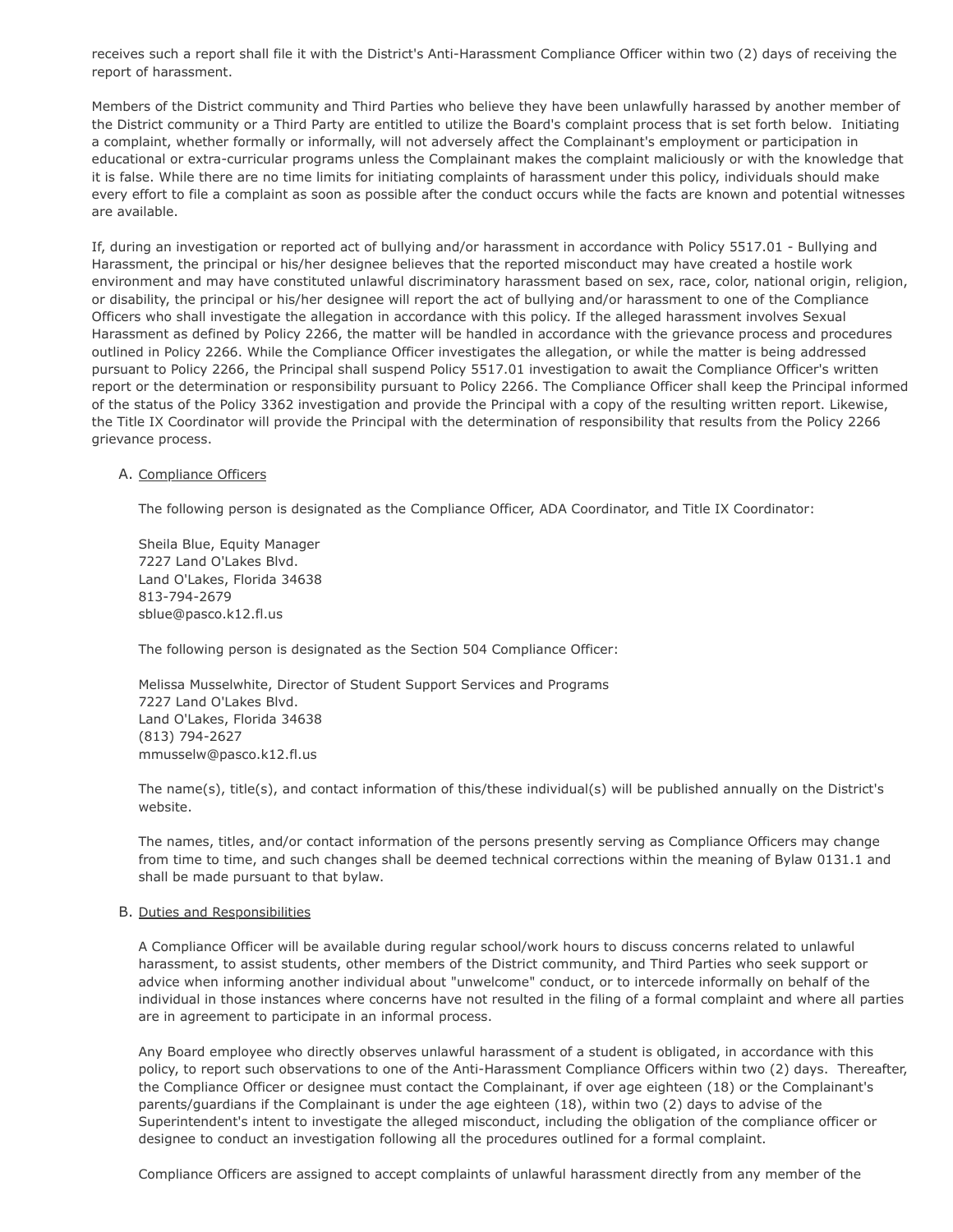receives such a report shall file it with the District's Anti-Harassment Compliance Officer within two (2) days of receiving the report of harassment.

Members of the District community and Third Parties who believe they have been unlawfully harassed by another member of the District community or a Third Party are entitled to utilize the Board's complaint process that is set forth below. Initiating a complaint, whether formally or informally, will not adversely affect the Complainant's employment or participation in educational or extra-curricular programs unless the Complainant makes the complaint maliciously or with the knowledge that it is false. While there are no time limits for initiating complaints of harassment under this policy, individuals should make every effort to file a complaint as soon as possible after the conduct occurs while the facts are known and potential witnesses are available.

If, during an investigation or reported act of bullying and/or harassment in accordance with Policy 5517.01 - Bullying and Harassment, the principal or his/her designee believes that the reported misconduct may have created a hostile work environment and may have constituted unlawful discriminatory harassment based on sex, race, color, national origin, religion, or disability, the principal or his/her designee will report the act of bullying and/or harassment to one of the Compliance Officers who shall investigate the allegation in accordance with this policy. If the alleged harassment involves Sexual Harassment as defined by Policy 2266, the matter will be handled in accordance with the grievance process and procedures outlined in Policy 2266. While the Compliance Officer investigates the allegation, or while the matter is being addressed pursuant to Policy 2266, the Principal shall suspend Policy 5517.01 investigation to await the Compliance Officer's written report or the determination or responsibility pursuant to Policy 2266. The Compliance Officer shall keep the Principal informed of the status of the Policy 3362 investigation and provide the Principal with a copy of the resulting written report. Likewise, the Title IX Coordinator will provide the Principal with the determination of responsibility that results from the Policy 2266 grievance process.

A. Compliance Officers

The following person is designated as the Compliance Officer, ADA Coordinator, and Title IX Coordinator:

Sheila Blue, Equity Manager
7227 Land O'Lakes Blvd.
Land O'Lakes, Florida 34638
813-794-2679
sblue@pasco.k12.fl.us

The following person is designated as the Section 504 Compliance Officer:

Melissa Musselwhite, Director of Student Support Services and Programs
7227 Land O'Lakes Blvd.
Land O'Lakes, Florida 34638
(813) 794-2627
mmusselw@pasco.k12.fl.us

The name(s), title(s), and contact information of this/these individual(s) will be published annually on the District's website.

The names, titles, and/or contact information of the persons presently serving as Compliance Officers may change from time to time, and such changes shall be deemed technical corrections within the meaning of Bylaw 0131.1 and shall be made pursuant to that bylaw.

B. Duties and Responsibilities

A Compliance Officer will be available during regular school/work hours to discuss concerns related to unlawful harassment, to assist students, other members of the District community, and Third Parties who seek support or advice when informing another individual about "unwelcome" conduct, or to intercede informally on behalf of the individual in those instances where concerns have not resulted in the filing of a formal complaint and where all parties are in agreement to participate in an informal process.

Any Board employee who directly observes unlawful harassment of a student is obligated, in accordance with this policy, to report such observations to one of the Anti-Harassment Compliance Officers within two (2) days. Thereafter, the Compliance Officer or designee must contact the Complainant, if over age eighteen (18) or the Complainant's parents/guardians if the Complainant is under the age eighteen (18), within two (2) days to advise of the Superintendent's intent to investigate the alleged misconduct, including the obligation of the compliance officer or designee to conduct an investigation following all the procedures outlined for a formal complaint.

Compliance Officers are assigned to accept complaints of unlawful harassment directly from any member of the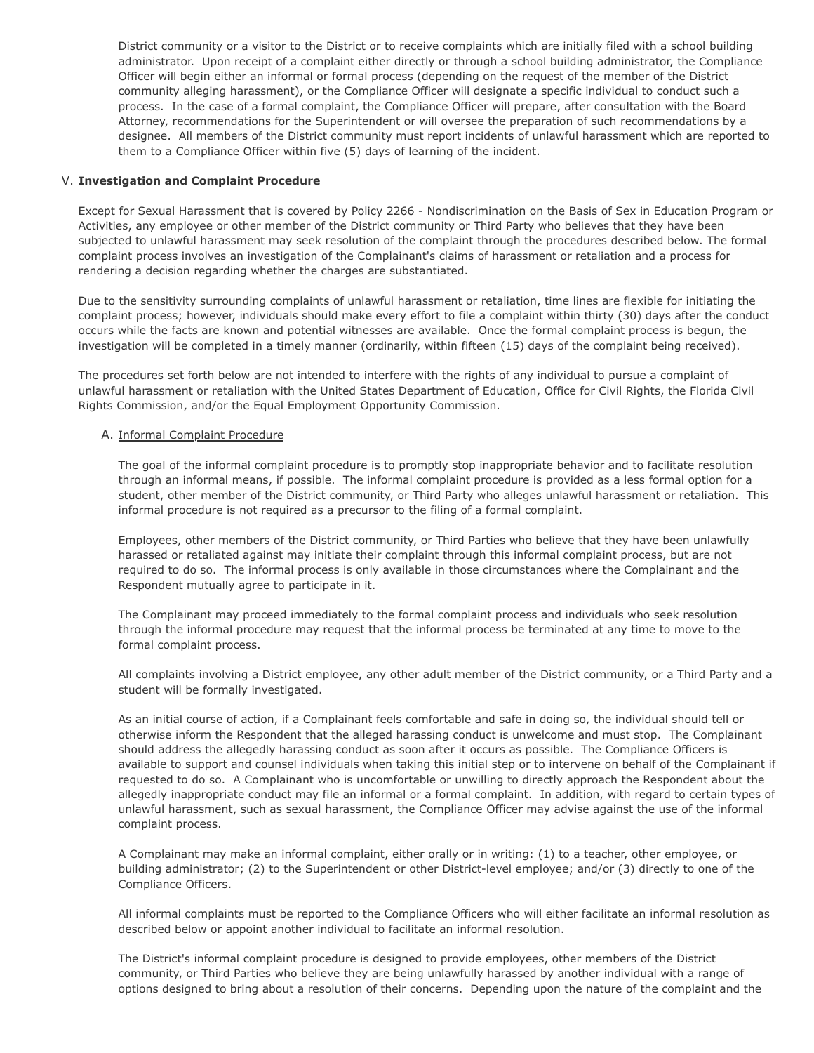District community or a visitor to the District or to receive complaints which are initially filed with a school building administrator. Upon receipt of a complaint either directly or through a school building administrator, the Compliance Officer will begin either an informal or formal process (depending on the request of the member of the District community alleging harassment), or the Compliance Officer will designate a specific individual to conduct such a process. In the case of a formal complaint, the Compliance Officer will prepare, after consultation with the Board Attorney, recommendations for the Superintendent or will oversee the preparation of such recommendations by a designee. All members of the District community must report incidents of unlawful harassment which are reported to them to a Compliance Officer within five (5) days of learning of the incident.

V. **Investigation and Complaint Procedure**

Except for Sexual Harassment that is covered by Policy 2266 - Nondiscrimination on the Basis of Sex in Education Program or Activities, any employee or other member of the District community or Third Party who believes that they have been subjected to unlawful harassment may seek resolution of the complaint through the procedures described below. The formal complaint process involves an investigation of the Complainant's claims of harassment or retaliation and a process for rendering a decision regarding whether the charges are substantiated.

Due to the sensitivity surrounding complaints of unlawful harassment or retaliation, time lines are flexible for initiating the complaint process; however, individuals should make every effort to file a complaint within thirty (30) days after the conduct occurs while the facts are known and potential witnesses are available. Once the formal complaint process is begun, the investigation will be completed in a timely manner (ordinarily, within fifteen (15) days of the complaint being received).

The procedures set forth below are not intended to interfere with the rights of any individual to pursue a complaint of unlawful harassment or retaliation with the United States Department of Education, Office for Civil Rights, the Florida Civil Rights Commission, and/or the Equal Employment Opportunity Commission.

A. Informal Complaint Procedure

The goal of the informal complaint procedure is to promptly stop inappropriate behavior and to facilitate resolution through an informal means, if possible. The informal complaint procedure is provided as a less formal option for a student, other member of the District community, or Third Party who alleges unlawful harassment or retaliation. This informal procedure is not required as a precursor to the filing of a formal complaint.

Employees, other members of the District community, or Third Parties who believe that they have been unlawfully harassed or retaliated against may initiate their complaint through this informal complaint process, but are not required to do so. The informal process is only available in those circumstances where the Complainant and the Respondent mutually agree to participate in it.

The Complainant may proceed immediately to the formal complaint process and individuals who seek resolution through the informal procedure may request that the informal process be terminated at any time to move to the formal complaint process.

All complaints involving a District employee, any other adult member of the District community, or a Third Party and a student will be formally investigated.

As an initial course of action, if a Complainant feels comfortable and safe in doing so, the individual should tell or otherwise inform the Respondent that the alleged harassing conduct is unwelcome and must stop. The Complainant should address the allegedly harassing conduct as soon after it occurs as possible. The Compliance Officers is available to support and counsel individuals when taking this initial step or to intervene on behalf of the Complainant if requested to do so. A Complainant who is uncomfortable or unwilling to directly approach the Respondent about the allegedly inappropriate conduct may file an informal or a formal complaint. In addition, with regard to certain types of unlawful harassment, such as sexual harassment, the Compliance Officer may advise against the use of the informal complaint process.

A Complainant may make an informal complaint, either orally or in writing: (1) to a teacher, other employee, or building administrator; (2) to the Superintendent or other District-level employee; and/or (3) directly to one of the Compliance Officers.

All informal complaints must be reported to the Compliance Officers who will either facilitate an informal resolution as described below or appoint another individual to facilitate an informal resolution.

The District's informal complaint procedure is designed to provide employees, other members of the District community, or Third Parties who believe they are being unlawfully harassed by another individual with a range of options designed to bring about a resolution of their concerns. Depending upon the nature of the complaint and the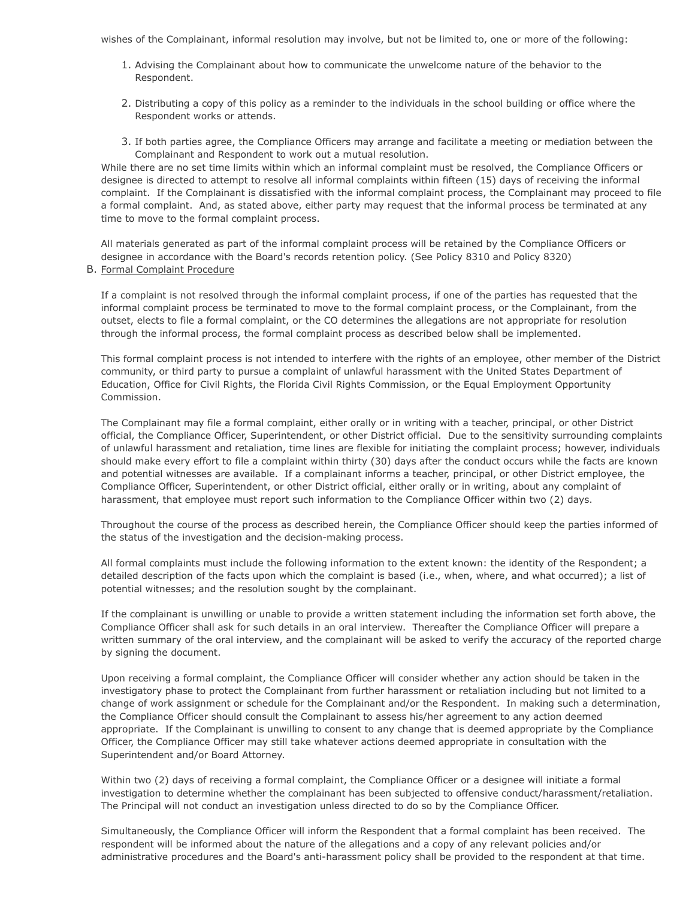wishes of the Complainant, informal resolution may involve, but not be limited to, one or more of the following:

1. Advising the Complainant about how to communicate the unwelcome nature of the behavior to the Respondent.
2. Distributing a copy of this policy as a reminder to the individuals in the school building or office where the Respondent works or attends.
3. If both parties agree, the Compliance Officers may arrange and facilitate a meeting or mediation between the Complainant and Respondent to work out a mutual resolution.

While there are no set time limits within which an informal complaint must be resolved, the Compliance Officers or designee is directed to attempt to resolve all informal complaints within fifteen (15) days of receiving the informal complaint. If the Complainant is dissatisfied with the informal complaint process, the Complainant may proceed to file a formal complaint. And, as stated above, either party may request that the informal process be terminated at any time to move to the formal complaint process.

All materials generated as part of the informal complaint process will be retained by the Compliance Officers or designee in accordance with the Board's records retention policy. (See Policy 8310 and Policy 8320)

B. Formal Complaint Procedure

If a complaint is not resolved through the informal complaint process, if one of the parties has requested that the informal complaint process be terminated to move to the formal complaint process, or the Complainant, from the outset, elects to file a formal complaint, or the CO determines the allegations are not appropriate for resolution through the informal process, the formal complaint process as described below shall be implemented.

This formal complaint process is not intended to interfere with the rights of an employee, other member of the District community, or third party to pursue a complaint of unlawful harassment with the United States Department of Education, Office for Civil Rights, the Florida Civil Rights Commission, or the Equal Employment Opportunity Commission.

The Complainant may file a formal complaint, either orally or in writing with a teacher, principal, or other District official, the Compliance Officer, Superintendent, or other District official. Due to the sensitivity surrounding complaints of unlawful harassment and retaliation, time lines are flexible for initiating the complaint process; however, individuals should make every effort to file a complaint within thirty (30) days after the conduct occurs while the facts are known and potential witnesses are available. If a complainant informs a teacher, principal, or other District employee, the Compliance Officer, Superintendent, or other District official, either orally or in writing, about any complaint of harassment, that employee must report such information to the Compliance Officer within two (2) days.

Throughout the course of the process as described herein, the Compliance Officer should keep the parties informed of the status of the investigation and the decision-making process.

All formal complaints must include the following information to the extent known: the identity of the Respondent; a detailed description of the facts upon which the complaint is based (i.e., when, where, and what occurred); a list of potential witnesses; and the resolution sought by the complainant.

If the complainant is unwilling or unable to provide a written statement including the information set forth above, the Compliance Officer shall ask for such details in an oral interview. Thereafter the Compliance Officer will prepare a written summary of the oral interview, and the complainant will be asked to verify the accuracy of the reported charge by signing the document.

Upon receiving a formal complaint, the Compliance Officer will consider whether any action should be taken in the investigatory phase to protect the Complainant from further harassment or retaliation including but not limited to a change of work assignment or schedule for the Complainant and/or the Respondent. In making such a determination, the Compliance Officer should consult the Complainant to assess his/her agreement to any action deemed appropriate. If the Complainant is unwilling to consent to any change that is deemed appropriate by the Compliance Officer, the Compliance Officer may still take whatever actions deemed appropriate in consultation with the Superintendent and/or Board Attorney.

Within two (2) days of receiving a formal complaint, the Compliance Officer or a designee will initiate a formal investigation to determine whether the complainant has been subjected to offensive conduct/harassment/retaliation. The Principal will not conduct an investigation unless directed to do so by the Compliance Officer.

Simultaneously, the Compliance Officer will inform the Respondent that a formal complaint has been received. The respondent will be informed about the nature of the allegations and a copy of any relevant policies and/or administrative procedures and the Board's anti-harassment policy shall be provided to the respondent at that time.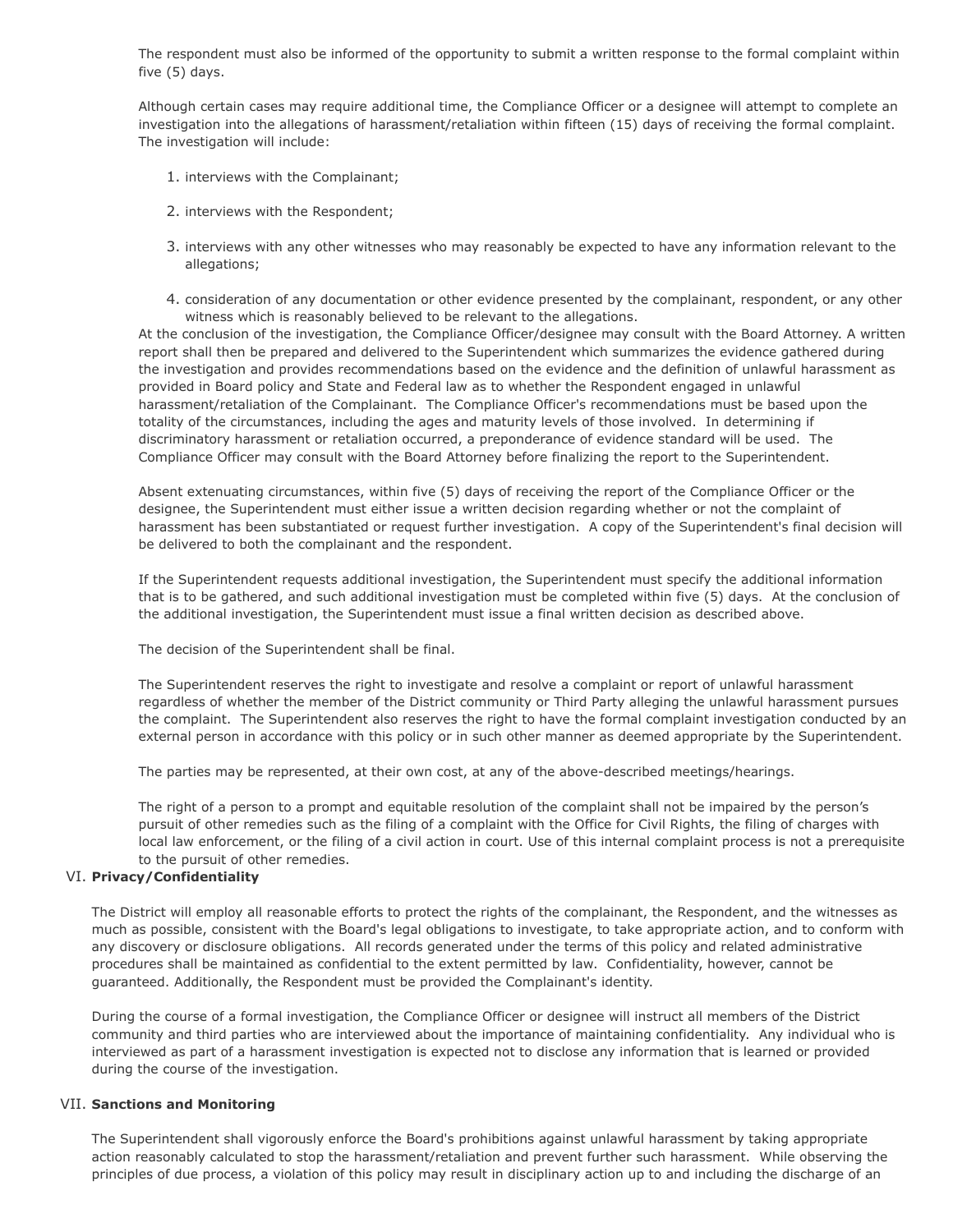The respondent must also be informed of the opportunity to submit a written response to the formal complaint within five (5) days.

Although certain cases may require additional time, the Compliance Officer or a designee will attempt to complete an investigation into the allegations of harassment/retaliation within fifteen (15) days of receiving the formal complaint. The investigation will include:

1. interviews with the Complainant;
2. interviews with the Respondent;
3. interviews with any other witnesses who may reasonably be expected to have any information relevant to the allegations;
4. consideration of any documentation or other evidence presented by the complainant, respondent, or any other witness which is reasonably believed to be relevant to the allegations.

At the conclusion of the investigation, the Compliance Officer/designee may consult with the Board Attorney. A written report shall then be prepared and delivered to the Superintendent which summarizes the evidence gathered during the investigation and provides recommendations based on the evidence and the definition of unlawful harassment as provided in Board policy and State and Federal law as to whether the Respondent engaged in unlawful harassment/retaliation of the Complainant. The Compliance Officer's recommendations must be based upon the totality of the circumstances, including the ages and maturity levels of those involved. In determining if discriminatory harassment or retaliation occurred, a preponderance of evidence standard will be used. The Compliance Officer may consult with the Board Attorney before finalizing the report to the Superintendent.

Absent extenuating circumstances, within five (5) days of receiving the report of the Compliance Officer or the designee, the Superintendent must either issue a written decision regarding whether or not the complaint of harassment has been substantiated or request further investigation. A copy of the Superintendent's final decision will be delivered to both the complainant and the respondent.

If the Superintendent requests additional investigation, the Superintendent must specify the additional information that is to be gathered, and such additional investigation must be completed within five (5) days. At the conclusion of the additional investigation, the Superintendent must issue a final written decision as described above.

The decision of the Superintendent shall be final.

The Superintendent reserves the right to investigate and resolve a complaint or report of unlawful harassment regardless of whether the member of the District community or Third Party alleging the unlawful harassment pursues the complaint. The Superintendent also reserves the right to have the formal complaint investigation conducted by an external person in accordance with this policy or in such other manner as deemed appropriate by the Superintendent.

The parties may be represented, at their own cost, at any of the above-described meetings/hearings.

The right of a person to a prompt and equitable resolution of the complaint shall not be impaired by the person's pursuit of other remedies such as the filing of a complaint with the Office for Civil Rights, the filing of charges with local law enforcement, or the filing of a civil action in court. Use of this internal complaint process is not a prerequisite to the pursuit of other remedies.

## VI. **Privacy/Confidentiality**

The District will employ all reasonable efforts to protect the rights of the complainant, the Respondent, and the witnesses as much as possible, consistent with the Board's legal obligations to investigate, to take appropriate action, and to conform with any discovery or disclosure obligations. All records generated under the terms of this policy and related administrative procedures shall be maintained as confidential to the extent permitted by law. Confidentiality, however, cannot be guaranteed. Additionally, the Respondent must be provided the Complainant's identity.

During the course of a formal investigation, the Compliance Officer or designee will instruct all members of the District community and third parties who are interviewed about the importance of maintaining confidentiality. Any individual who is interviewed as part of a harassment investigation is expected not to disclose any information that is learned or provided during the course of the investigation.

## VII. **Sanctions and Monitoring**

The Superintendent shall vigorously enforce the Board's prohibitions against unlawful harassment by taking appropriate action reasonably calculated to stop the harassment/retaliation and prevent further such harassment. While observing the principles of due process, a violation of this policy may result in disciplinary action up to and including the discharge of an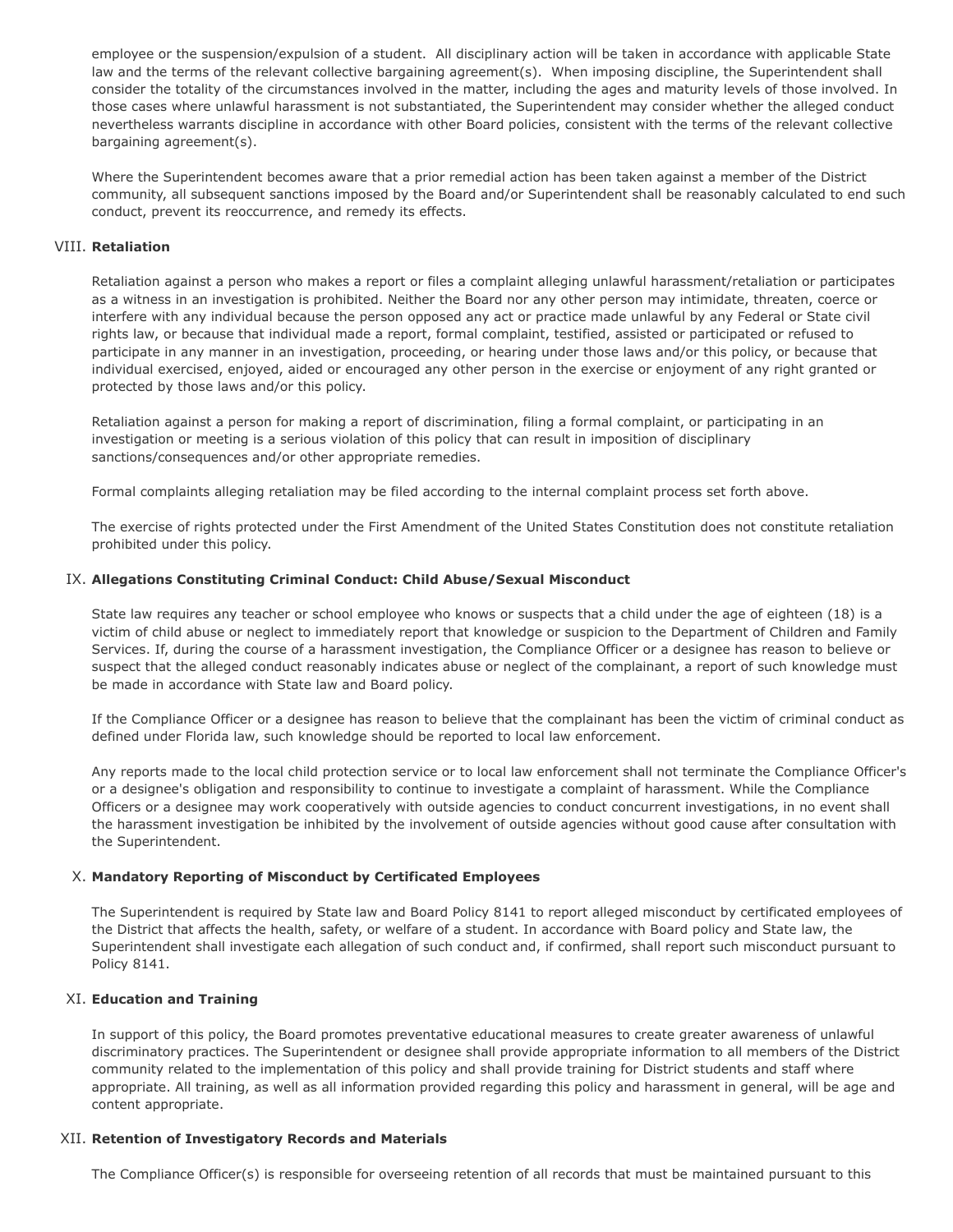employee or the suspension/expulsion of a student. All disciplinary action will be taken in accordance with applicable State law and the terms of the relevant collective bargaining agreement(s). When imposing discipline, the Superintendent shall consider the totality of the circumstances involved in the matter, including the ages and maturity levels of those involved. In those cases where unlawful harassment is not substantiated, the Superintendent may consider whether the alleged conduct nevertheless warrants discipline in accordance with other Board policies, consistent with the terms of the relevant collective bargaining agreement(s).

Where the Superintendent becomes aware that a prior remedial action has been taken against a member of the District community, all subsequent sanctions imposed by the Board and/or Superintendent shall be reasonably calculated to end such conduct, prevent its reoccurrence, and remedy its effects.

## VIII. **Retaliation**

Retaliation against a person who makes a report or files a complaint alleging unlawful harassment/retaliation or participates as a witness in an investigation is prohibited. Neither the Board nor any other person may intimidate, threaten, coerce or interfere with any individual because the person opposed any act or practice made unlawful by any Federal or State civil rights law, or because that individual made a report, formal complaint, testified, assisted or participated or refused to participate in any manner in an investigation, proceeding, or hearing under those laws and/or this policy, or because that individual exercised, enjoyed, aided or encouraged any other person in the exercise or enjoyment of any right granted or protected by those laws and/or this policy.

Retaliation against a person for making a report of discrimination, filing a formal complaint, or participating in an investigation or meeting is a serious violation of this policy that can result in imposition of disciplinary sanctions/consequences and/or other appropriate remedies.

Formal complaints alleging retaliation may be filed according to the internal complaint process set forth above.

The exercise of rights protected under the First Amendment of the United States Constitution does not constitute retaliation prohibited under this policy.

## IX. **Allegations Constituting Criminal Conduct: Child Abuse/Sexual Misconduct**

State law requires any teacher or school employee who knows or suspects that a child under the age of eighteen (18) is a victim of child abuse or neglect to immediately report that knowledge or suspicion to the Department of Children and Family Services. If, during the course of a harassment investigation, the Compliance Officer or a designee has reason to believe or suspect that the alleged conduct reasonably indicates abuse or neglect of the complainant, a report of such knowledge must be made in accordance with State law and Board policy.

If the Compliance Officer or a designee has reason to believe that the complainant has been the victim of criminal conduct as defined under Florida law, such knowledge should be reported to local law enforcement.

Any reports made to the local child protection service or to local law enforcement shall not terminate the Compliance Officer's or a designee's obligation and responsibility to continue to investigate a complaint of harassment. While the Compliance Officers or a designee may work cooperatively with outside agencies to conduct concurrent investigations, in no event shall the harassment investigation be inhibited by the involvement of outside agencies without good cause after consultation with the Superintendent.

## X. **Mandatory Reporting of Misconduct by Certificated Employees**

The Superintendent is required by State law and Board Policy 8141 to report alleged misconduct by certificated employees of the District that affects the health, safety, or welfare of a student. In accordance with Board policy and State law, the Superintendent shall investigate each allegation of such conduct and, if confirmed, shall report such misconduct pursuant to Policy 8141.

## XI. **Education and Training**

In support of this policy, the Board promotes preventative educational measures to create greater awareness of unlawful discriminatory practices. The Superintendent or designee shall provide appropriate information to all members of the District community related to the implementation of this policy and shall provide training for District students and staff where appropriate. All training, as well as all information provided regarding this policy and harassment in general, will be age and content appropriate.

## XII. **Retention of Investigatory Records and Materials**

The Compliance Officer(s) is responsible for overseeing retention of all records that must be maintained pursuant to this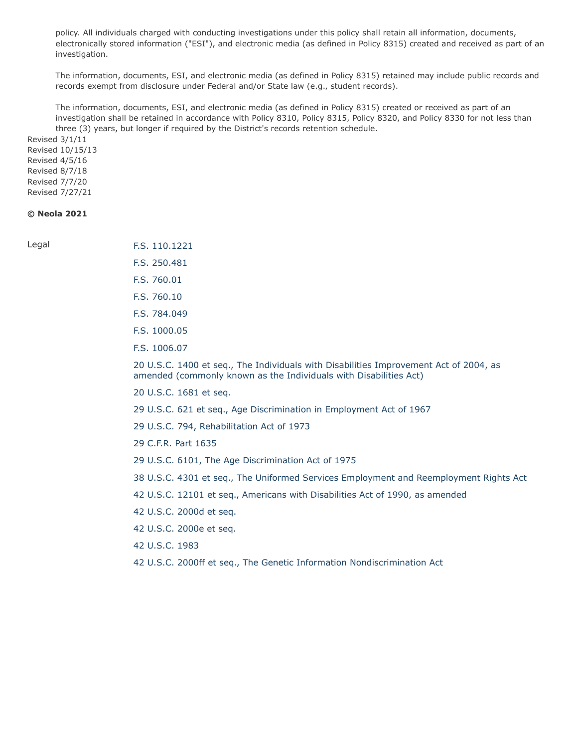policy. All individuals charged with conducting investigations under this policy shall retain all information, documents, electronically stored information ("ESI"), and electronic media (as defined in Policy 8315) created and received as part of an investigation.

The information, documents, ESI, and electronic media (as defined in Policy 8315) retained may include public records and records exempt from disclosure under Federal and/or State law (e.g., student records).

The information, documents, ESI, and electronic media (as defined in Policy 8315) created or received as part of an investigation shall be retained in accordance with Policy 8310, Policy 8315, Policy 8320, and Policy 8330 for not less than three (3) years, but longer if required by the District's records retention schedule.

Revised 3/1/11
Revised 10/15/13
Revised 4/5/16
Revised 8/7/18
Revised 7/7/20
Revised 7/27/21

**© Neola 2021**

Legal

F.S. 110.1221

F.S. 250.481

F.S. 760.01

F.S. 760.10

F.S. 784.049

F.S. 1000.05

F.S. 1006.07

20 U.S.C. 1400 et seq., The Individuals with Disabilities Improvement Act of 2004, as amended (commonly known as the Individuals with Disabilities Act)

20 U.S.C. 1681 et seq.

29 U.S.C. 621 et seq., Age Discrimination in Employment Act of 1967

29 U.S.C. 794, Rehabilitation Act of 1973

29 C.F.R. Part 1635

29 U.S.C. 6101, The Age Discrimination Act of 1975

38 U.S.C. 4301 et seq., The Uniformed Services Employment and Reemployment Rights Act

42 U.S.C. 12101 et seq., Americans with Disabilities Act of 1990, as amended

42 U.S.C. 2000d et seq.

42 U.S.C. 2000e et seq.

42 U.S.C. 1983

42 U.S.C. 2000ff et seq., The Genetic Information Nondiscrimination Act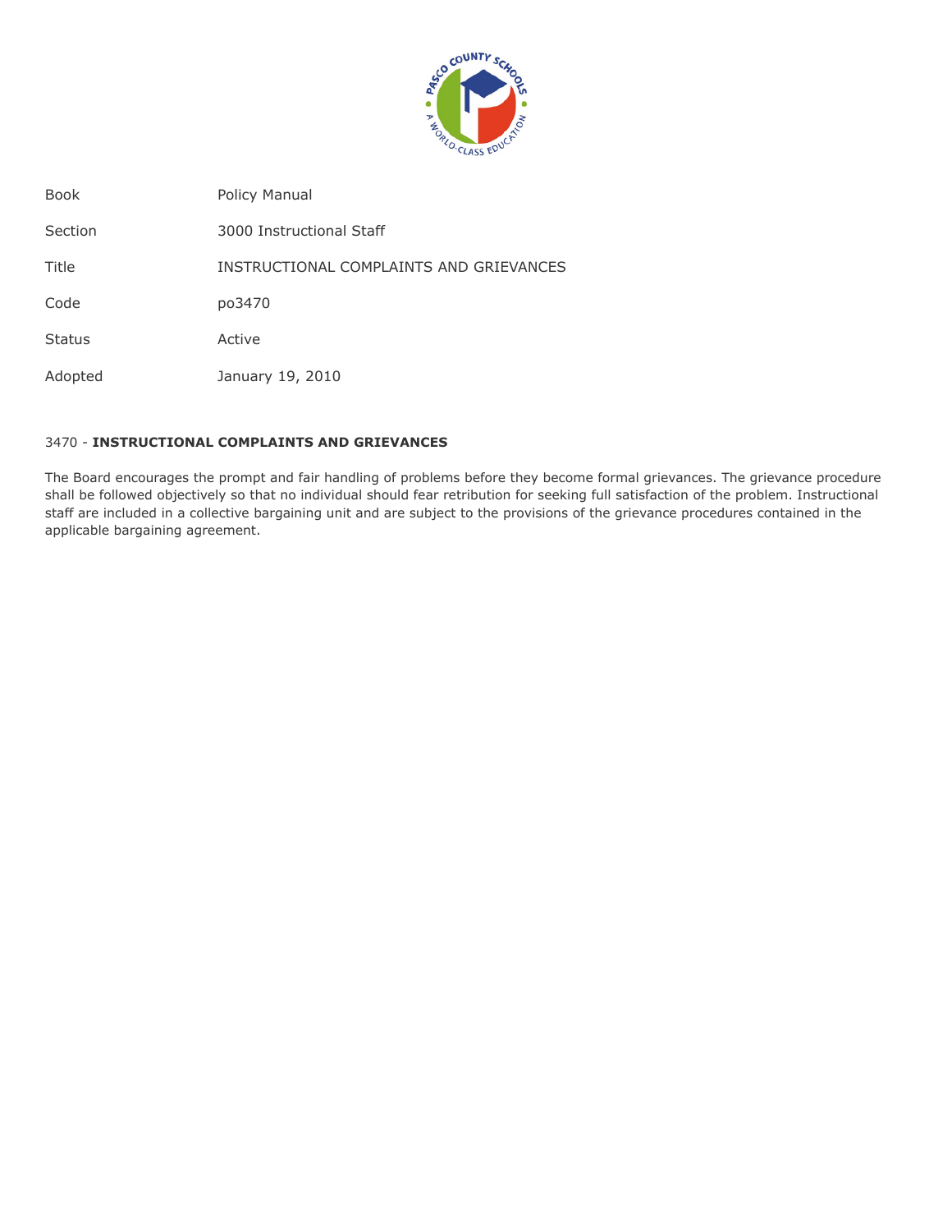| | |
|---|---|
| Book | Policy Manual |
| Section | 3000 Instructional Staff |
| Title | INSTRUCTIONAL COMPLAINTS AND GRIEVANCES |
| Code | po3470 |
| Status | Active |
| Adopted | January 19, 2010 |

3470 - **INSTRUCTIONAL COMPLAINTS AND GRIEVANCES**

The Board encourages the prompt and fair handling of problems before they become formal grievances. The grievance procedure shall be followed objectively so that no individual should fear retribution for seeking full satisfaction of the problem. Instructional staff are included in a collective bargaining unit and are subject to the provisions of the grievance procedures contained in the applicable bargaining agreement.